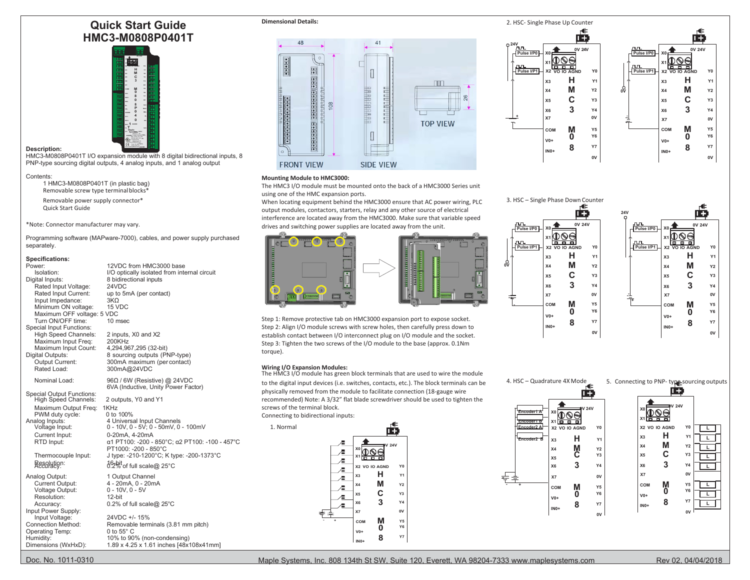# Quick Start Guide

## HMC3-M0808P0401T

**Description:**

HMC3-M0808P0401T I/O expansion module with 8 digital bidirectional inputs, 8 PNP-type sourcing digital outputs, 4 analog inputs, and 1 analog output

Contents:

- 1 HMC3-M0808P0401T (in plastic bag)
- Removable screw type terminal blocks*
- Removable power supply connector*
- Quick Start Guide

*Note: Connector manufacturer may vary.

Programming software (MAPware-7000), cables, and power supply purchased separately.

**Specifications:**

| | |
|---|---|
| Power: | 12VDC from HMC3000 base |
| Isolation: | I/O optically isolated from internal circuit |
| Digital Inputs: | 8 bidirectional inputs |
| Rated Input Voltage: | 24VDC |
| Rated Input Current: | up to 5mA (per contact) |
| Input Impedance: | 3KΩ |
| Minimum ON voltage: | 15 VDC |
| Maximum OFF voltage: | 5 VDC |
| Turn ON/OFF time: | 10 msec |
| Special Input Functions: | |
| High Speed Channels: | 2 inputs, X0 and X2 |
| Maximum Input Freq: | 200KHz |
| Maximum Input Count: | 4,294,967,295 (32-bit) |
| Digital Outputs: | 8 sourcing outputs (PNP-type) |
| Output Current: | 300mA maximum (per contact) |
| Rated Load: | 300mA@24VDC |
| Nominal Load: | 96Ω / 6W (Resistive) @ 24VDC<br>6VA (Inductive, Unity Power Factor) |
| Special Output Functions: | |
| High Speed Channels: | 2 outputs, Y0 and Y1 |
| Maximum Output Freq: | 1KHz |
| PWM duty cycle: | 0 to 100% |
| Analog Inputs: | 4 Universal Input Channels |
| Voltage Input: | 0 - 10V, 0 - 5V; 0 - 50mV, 0 - 100mV |
| Current Input: | 0-20mA, 4-20mA |
| RTD Input: | α1 PT100: -200 - 850°C; α2 PT100: -100 - 457°C<br>PT1000: -200 - 850°C |
| Thermocouple Input: | J type: -210-1200°C; K type: -200-1373°C |
| Resolution: | 16-bit |
| Accuracy: | 0.2% of full scale@ 25°C |
| Analog Output: | 1 Output Channel |
| Current Output: | 4 - 20mA, 0 - 20mA |
| Voltage Output: | 0 - 10V, 0 - 5V |
| Resolution: | 12-bit |
| Accuracy: | 0.2% of full scale@ 25°C |
| Input Power Supply: | |
| Input Voltage: | 24VDC +/- 15% |
| Connection Method: | Removable terminals (3.81 mm pitch) |
| Operating Temp: | 0 to 55° C |
| Humidity: | 10% to 90% (non-condensing) |
| Dimensions (WxHxD): | 1.89 x 4.25 x 1.61 inches [48x108x41mm] |

**Dimensional Details:**

FRONT VIEW — SIDE VIEW — TOP VIEW (48, 41, 108, 26)

**Mounting Module to HMC3000:**

The HMC3 I/O module must be mounted onto the back of a HMC3000 Series unit using one of the HMC expansion ports.

When locating equipment behind the HMC3000 ensure that AC power wiring, PLC output modules, contactors, starters, relay and any other source of electrical interference are located away from the HMC3000. Make sure that variable speed drives and switching power supplies are located away from the unit.

Step 1: Remove protective tab on HMC3000 expansion port to expose socket.

Step 2: Align I/O module screws with screw holes, then carefully press down to establish contact between I/O interconnect plug on I/O module and the socket.

Step 3: Tighten the two screws of the I/O module to the base (approx. 0.1Nm torque).

**Wiring I/O Expansion Modules:**

The HMC3 I/O module has green block terminals that are used to wire the module to the digital input devices (i.e. switches, contacts, etc.). The block terminals can be physically removed from the module to facilitate connection (18-gauge wire recommended) Note: A 3/32" flat blade screwdriver should be used to tighten the screws of the terminal block.

Connecting to bidirectional inputs:

1. Normal

2. HSC- Single Phase Up Counter

3. HSC – Single Phase Down Counter

4. HSC – Quadrature 4X Mode

5. Connecting to PNP- type sourcing outputs

Doc. No. 1011-0310 — Maple Systems, Inc. 808 134th St SW, Suite 120, Everett, WA 98204-7333 www.maplesystems.com — Rev 02, 04/04/2018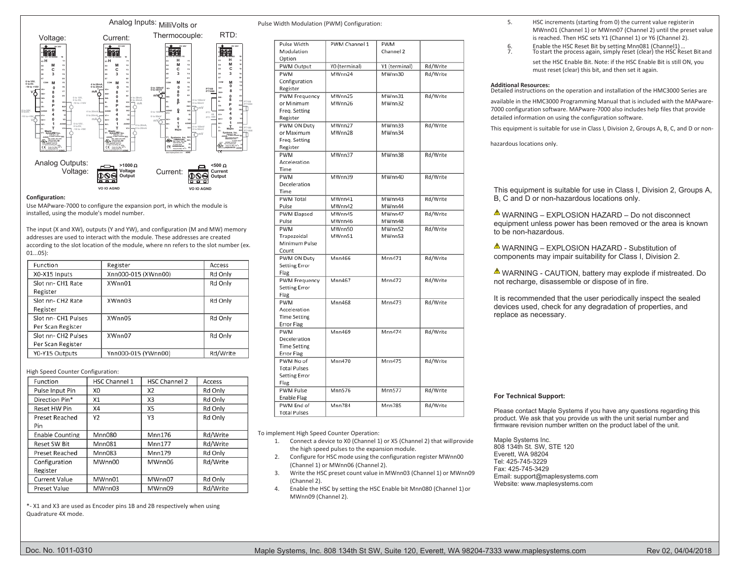Analog Inputs: Voltage: | Current: | MilliVolts or Thermocouple: | RTD:

Analog Outputs: Voltage: >1000 Ω Voltage Output — VO IO AGND | Current: <500 Ω Current Output — VO IO AGND

**Configuration:**

Use MAPware-7000 to configure the expansion port, in which the module is installed, using the module's model number.

The input (X and XW), outputs (Y and YW), and configuration (M and MW) memory addresses are used to interact with the module. These addresses are created according to the slot location of the module, where nn refers to the slot number (ex. 01...05):

| Function | Register | Access |
|---|---|---|
| X0-X15 Inputs | Xnn000-015 (XWnn00) | Rd Only |
| Slot nn- CH1 Rate Register | XWnn01 | Rd Only |
| Slot nn- CH2 Rate Register | XWnn03 | Rd Only |
| Slot nn- CH1 Pulses Per Scan Register | XWnn05 | Rd Only |
| Slot nn- CH2 Pulses Per Scan Register | XWnn07 | Rd Only |
| Y0-Y15 Outputs | Ynn000-015 (YWnn00) | Rd/Write |

High Speed Counter Configuration:

| Function | HSC Channel 1 | HSC Channel 2 | Access |
|---|---|---|---|
| Pulse Input Pin | X0 | X2 | Rd Only |
| Direction Pin* | X1 | X3 | Rd Only |
| Reset HW Pin | X4 | X5 | Rd Only |
| Preset Reached Pin | Y2 | Y3 | Rd Only |
| Enable Counting | Mnn080 | Mnn176 | Rd/Write |
| Reset SW Bit | Mnn081 | Mnn177 | Rd/Write |
| Preset Reached | Mnn083 | Mnn179 | Rd Only |
| Configuration Register | MWnn00 | MWnn06 | Rd/Write |
| Current Value | MWnn01 | MWnn07 | Rd Only |
| Preset Value | MWnn03 | MWnn09 | Rd/Write |

*- X1 and X3 are used as Encoder pins 1B and 2B respectively when using Quadrature 4X mode.

Pulse Width Modulation (PWM) Configuration:

| Pulse Width Modulation Option | PWM Channel 1 | PWM Channel 2 | |
|---|---|---|---|
| PWM Output | Y0 (terminal) | Y1 (terminal) | Rd/Write |
| PWM Configuration Register | MWnn24 | MWnn30 | Rd/Write |
| PWM Frequency or Minimum Freq. Setting Register | MWnn25 MWnn26 | MWnn31 MWnn32 | Rd/Write |
| PWM ON Duty or Maximum Freq. Setting Register | MWnn27 MWnn28 | MWnn33 MWnn34 | Rd/Write |
| PWM Acceleration Time | MWnn37 | MWnn38 | Rd/Write |
| PWM Deceleration Time | MWnn39 | MWnn40 | Rd/Write |
| PWM Total Pulse | MWnn41 MWnn42 | MWnn43 MWnn44 | Rd/Write |
| PWM Elapsed Pulse | MWnn45 MWnn46 | MWnn47 MWnn48 | Rd/Write |
| PWM Trapezoidal Minimum Pulse Count | MWnn50 MWnn51 | MWnn52 MWnn53 | Rd/Write |
| PWM ON Duty Setting Error Flag | Mnn466 | Mnn471 | Rd/Write |
| PWM Frequency Setting Error Flag | Mnn467 | Mnn472 | Rd/Write |
| PWM Acceleration Time Setting Error Flag | Mnn468 | Mnn473 | Rd/Write |
| PWM Deceleration Time Setting Error Flag | Mnn469 | Mnn474 | Rd/Write |
| PWM No of Total Pulses Setting Error Flag | Mnn470 | Mnn475 | Rd/Write |
| PWM Pulse Enable Flag | Mnn576 | Mnn577 | Rd/Write |
| PWM End of Total Pulses | Mnn784 | Mnn785 | Rd/Write |

To implement High Speed Counter Operation:

1. Connect a device to X0 (Channel 1) or X5 (Channel 2) that will provide the high speed pulses to the expansion module.
2. Configure for HSC mode using the configuration register MWnn00 (Channel 1) or MWnn06 (Channel 2).
3. Write the HSC preset count value in MWnn03 (Channel 1) or MWnn09 (Channel 2).
4. Enable the HSC by setting the HSC Enable bit Mnn080 (Channel 1) or MWnn09 (Channel 2).
5. HSC increments (starting from 0) the current value register in MWnn01 (Channel 1) or MWnn07 (Channel 2) until the preset value is reached. Then HSC sets Y1 (Channel 1) or Y6 (Channel 2).
6. Enable the HSC Reset Bit by setting Mnn081 (Channel1)...
7. To start the process again, simply reset (clear) the HSC Reset Bit and set the HSC Enable Bit. Note: if the HSC Enable Bit is still ON, you must reset (clear) this bit, and then set it again.

**Additional Resources:**

Detailed instructions on the operation and installation of the HMC3000 Series are available in the HMC3000 Programming Manual that is included with the MAPware-7000 configuration software. MAPware-7000 also includes help files that provide detailed information on using the configuration software.

This equipment is suitable for use in Class I, Division 2, Groups A, B, C, and D or non-hazardous locations only.

This equipment is suitable for use in Class I, Division 2, Groups A, B, C and D or non-hazardous locations only.

⚠ WARNING – EXPLOSION HAZARD – Do not disconnect equipment unless power has been removed or the area is known to be non-hazardous.

⚠ WARNING – EXPLOSION HAZARD - Substitution of components may impair suitability for Class I, Division 2.

⚠ WARNING - CAUTION, battery may explode if mistreated. Do not recharge, disassemble or dispose of in fire.

It is recommended that the user periodically inspect the sealed devices used, check for any degradation of properties, and replace as necessary.

**For Technical Support:**

Please contact Maple Systems if you have any questions regarding this product. We ask that you provide us with the unit serial number and firmware revision number written on the product label of the unit.

Maple Systems Inc.
808 134th St. SW, STE 120
Everett, WA 98204
Tel: 425-745-3229
Fax: 425-745-3429
Email: support@maplesystems.com
Website: www.maplesystems.com

Doc. No. 1011-0310 | Maple Systems, Inc. 808 134th St SW, Suite 120, Everett, WA 98204-7333 www.maplesystems.com | Rev 02, 04/04/2018